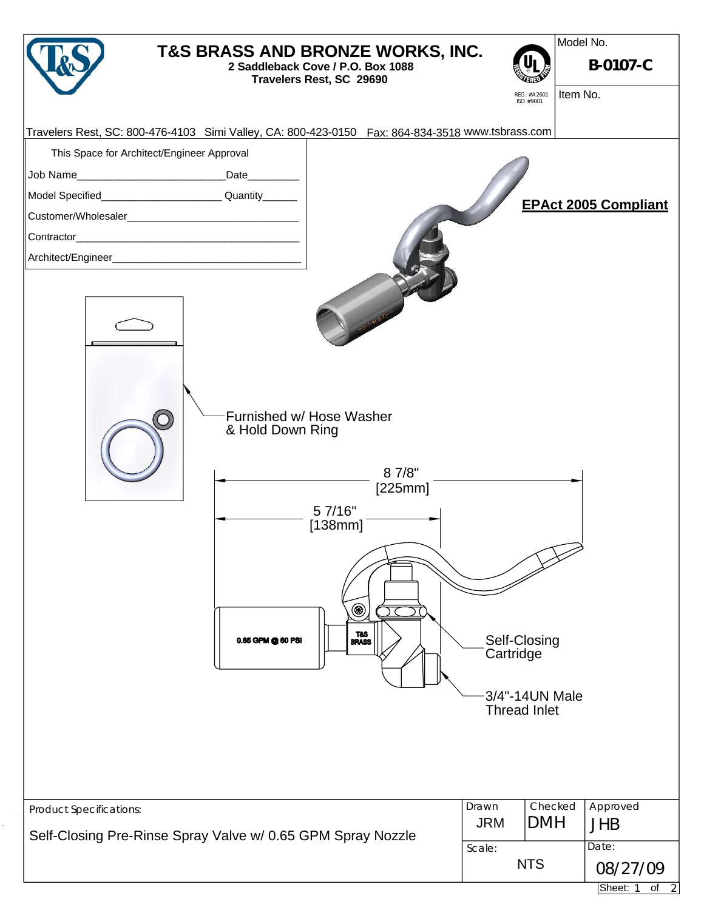# T&S BRASS AND BRONZE WORKS, INC.

**2 Saddleback Cove / P.O. Box 1088**
**Travelers Rest, SC 29690**

REG. #A2601
ISO #9001

Model No. **B-0107-C**

Item No.

Travelers Rest, SC: 800-476-4103 Simi Valley, CA: 800-423-0150 Fax: 864-834-3518 www.tsbrass.com

This Space for Architect/Engineer Approval

Job Name__________________________ Date_________

Model Specified_____________________ Quantity______

Customer/Wholesaler________________________________

Contractor__________________________________________

Architect/Engineer___________________________________

**EPAct 2005 Compliant**

Furnished w/ Hose Washer & Hold Down Ring

8 7/8" [225mm]

5 7/16" [138mm]

0.65 GPM @ 60 PSI

T&S BRASS

Self-Closing Cartridge

3/4"-14UN Male Thread Inlet

| Product Specifications: | Drawn | Checked | Approved |
|---|---|---|---|
| Self-Closing Pre-Rinse Spray Valve w/ 0.65 GPM Spray Nozzle | JRM | DMH | JHB |
| | Scale: NTS | | Date: 08/27/09 |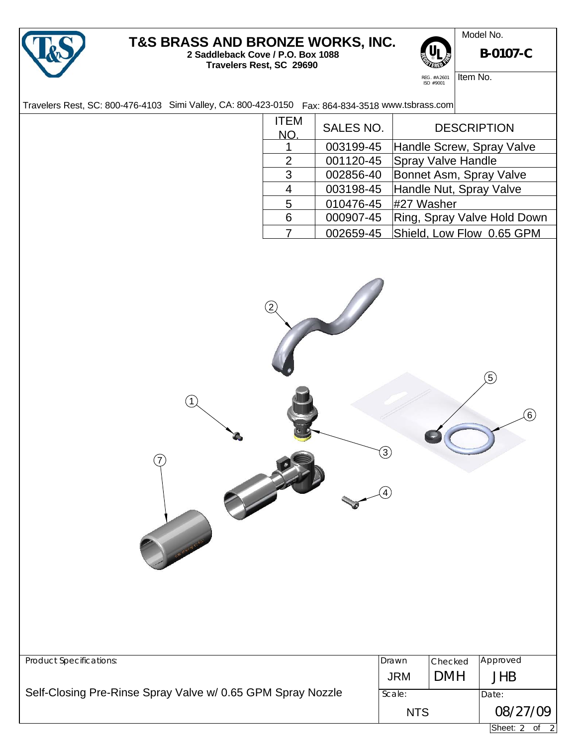# T&S BRASS AND BRONZE WORKS, INC.

**2 Saddleback Cove / P.O. Box 1088**
**Travelers Rest, SC 29690**

REG. #A2601
ISO #9001

Model No. **B-0107-C**

Item No.

Travelers Rest, SC: 800-476-4103 Simi Valley, CA: 800-423-0150 Fax: 864-834-3518 www.tsbrass.com

| ITEM NO. | SALES NO. | DESCRIPTION |
|---|---|---|
| 1 | 003199-45 | Handle Screw, Spray Valve |
| 2 | 001120-45 | Spray Valve Handle |
| 3 | 002856-40 | Bonnet Asm, Spray Valve |
| 4 | 003198-45 | Handle Nut, Spray Valve |
| 5 | 010476-45 | #27 Washer |
| 6 | 000907-45 | Ring, Spray Valve Hold Down |
| 7 | 002659-45 | Shield, Low Flow 0.65 GPM |

2

5

1

6

3

7

4

Product Specifications:

Self-Closing Pre-Rinse Spray Valve w/ 0.65 GPM Spray Nozzle

| Drawn | Checked | Approved |
|---|---|---|
| JRM | DMH | JHB |

| Scale: | Date: |
|---|---|
| NTS | 08/27/09 |